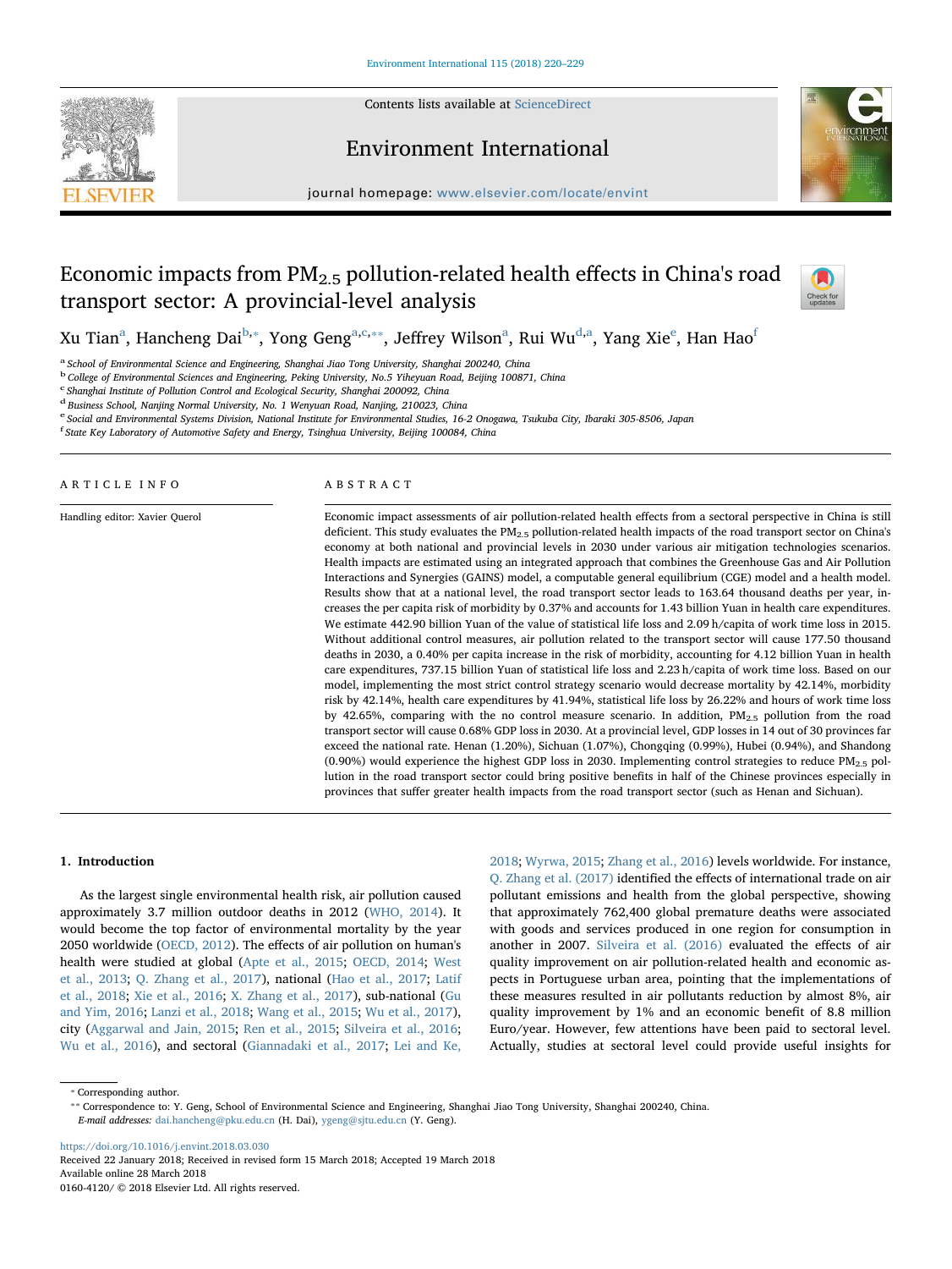# Economic impacts from $PM_{2.5}$ pollution-related health effects in China's road transport sector: A provincial-level analysis

Xu Tian[a], Hancheng Dai[b,*], Yong Geng[a,c,**], Jeffrey Wilson[a], Rui Wu[d,a], Yang Xie[e], Han Hao[f]

[a] School of Environmental Science and Engineering, Shanghai Jiao Tong University, Shanghai 200240, China
[b] College of Environmental Sciences and Engineering, Peking University, No.5 Yiheyuan Road, Beijing 100871, China
[c] Shanghai Institute of Pollution Control and Ecological Security, Shanghai 200092, China
[d] Business School, Nanjing Normal University, No. 1 Wenyuan Road, Nanjing, 210023, China
[e] Social and Environmental Systems Division, National Institute for Environmental Studies, 16-2 Onogawa, Tsukuba City, Ibaraki 305-8506, Japan
[f] State Key Laboratory of Automotive Safety and Energy, Tsinghua University, Beijing 100084, China

## ARTICLE INFO

Handling editor: Xavier Querol

## ABSTRACT

Economic impact assessments of air pollution-related health effects from a sectoral perspective in China is still deficient. This study evaluates the $PM_{2.5}$ pollution-related health impacts of the road transport sector on China's economy at both national and provincial levels in 2030 under various air mitigation technologies scenarios. Health impacts are estimated using an integrated approach that combines the Greenhouse Gas and Air Pollution Interactions and Synergies (GAINS) model, a computable general equilibrium (CGE) model and a health model. Results show that at a national level, the road transport sector leads to 163.64 thousand deaths per year, increases the per capita risk of morbidity by 0.37% and accounts for 1.43 billion Yuan in health care expenditures. We estimate 442.90 billion Yuan of the value of statistical life loss and 2.09 h/capita of work time loss in 2015. Without additional control measures, air pollution related to the transport sector will cause 177.50 thousand deaths in 2030, a 0.40% per capita increase in the risk of morbidity, accounting for 4.12 billion Yuan in health care expenditures, 737.15 billion Yuan of statistical life loss and 2.23 h/capita of work time loss. Based on our model, implementing the most strict control strategy scenario would decrease mortality by 42.14%, morbidity risk by 42.14%, health care expenditures by 41.94%, statistical life loss by 26.22% and hours of work time loss by 42.65%, comparing with the no control measure scenario. In addition, $PM_{2.5}$ pollution from the road transport sector will cause 0.68% GDP loss in 2030. At a provincial level, GDP losses in 14 out of 30 provinces far exceed the national rate. Henan (1.20%), Sichuan (1.07%), Chongqing (0.99%), Hubei (0.94%), and Shandong (0.90%) would experience the highest GDP loss in 2030. Implementing control strategies to reduce $PM_{2.5}$ pollution in the road transport sector could bring positive benefits in half of the Chinese provinces especially in provinces that suffer greater health impacts from the road transport sector (such as Henan and Sichuan).

## 1. Introduction

As the largest single environmental health risk, air pollution caused approximately 3.7 million outdoor deaths in 2012 (WHO, 2014). It would become the top factor of environmental mortality by the year 2050 worldwide (OECD, 2012). The effects of air pollution on human's health were studied at global (Apte et al., 2015; OECD, 2014; West et al., 2013; Q. Zhang et al., 2017), national (Hao et al., 2017; Latif et al., 2018; Xie et al., 2016; X. Zhang et al., 2017), sub-national (Gu and Yim, 2016; Lanzi et al., 2018; Wang et al., 2015; Wu et al., 2017), city (Aggarwal and Jain, 2015; Ren et al., 2015; Silveira et al., 2016; Wu et al., 2016), and sectoral (Giannadaki et al., 2017; Lei and Ke, 2018; Wyrwa, 2015; Zhang et al., 2016) levels worldwide. For instance, Q. Zhang et al. (2017) identified the effects of international trade on air pollutant emissions and health from the global perspective, showing that approximately 762,400 global premature deaths were associated with goods and services produced in one region for consumption in another in 2007. Silveira et al. (2016) evaluated the effects of air quality improvement on air pollution-related health and economic aspects in Portuguese urban area, pointing that the implementations of these measures resulted in air pollutants reduction by almost 8%, air quality improvement by 1% and an economic benefit of 8.8 million Euro/year. However, few attentions have been paid to sectoral level. Actually, studies at sectoral level could provide useful insights for

* Corresponding author.
** Correspondence to: Y. Geng, School of Environmental Science and Engineering, Shanghai Jiao Tong University, Shanghai 200240, China.
*E-mail addresses:* dai.hancheng@pku.edu.cn (H. Dai), ygeng@sjtu.edu.cn (Y. Geng).

https://doi.org/10.1016/j.envint.2018.03.030
Received 22 January 2018; Received in revised form 15 March 2018; Accepted 19 March 2018
Available online 28 March 2018
0160-4120/ © 2018 Elsevier Ltd. All rights reserved.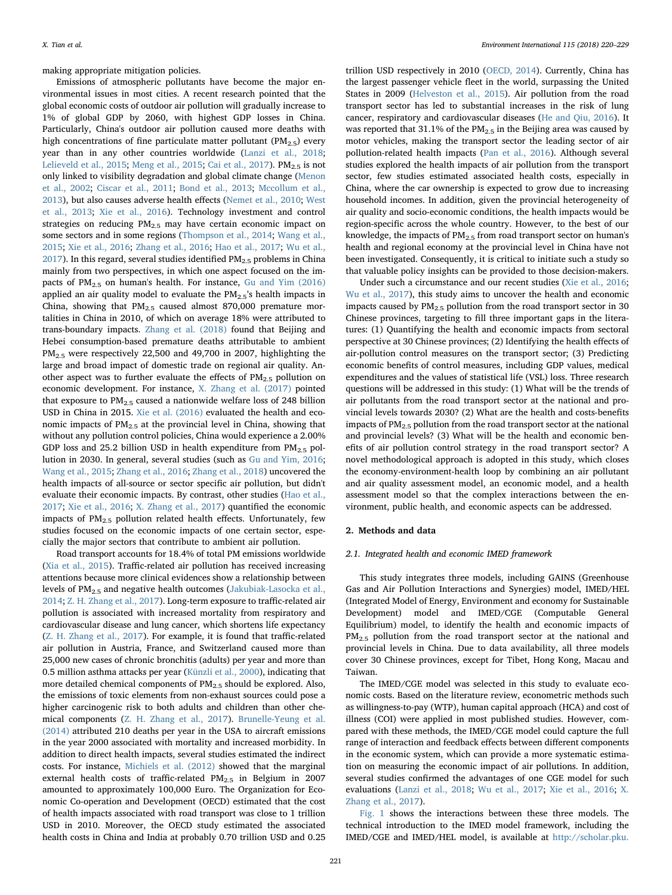making appropriate mitigation policies.

Emissions of atmospheric pollutants have become the major environmental issues in most cities. A recent research pointed that the global economic costs of outdoor air pollution will gradually increase to 1% of global GDP by 2060, with highest GDP losses in China. Particularly, China's outdoor air pollution caused more deaths with high concentrations of fine particulate matter pollutant ($PM_{2.5}$) every year than in any other countries worldwide (Lanzi et al., 2018; Lelieveld et al., 2015; Meng et al., 2015; Cai et al., 2017). $PM_{2.5}$ is not only linked to visibility degradation and global climate change (Menon et al., 2002; Ciscar et al., 2011; Bond et al., 2013; Mccollum et al., 2013), but also causes adverse health effects (Nemet et al., 2010; West et al., 2013; Xie et al., 2016). Technology investment and control strategies on reducing $PM_{2.5}$ may have certain economic impact on some sectors and in some regions (Thompson et al., 2014; Wang et al., 2015; Xie et al., 2016; Zhang et al., 2016; Hao et al., 2017; Wu et al., 2017). In this regard, several studies identified $PM_{2.5}$ problems in China mainly from two perspectives, in which one aspect focused on the impacts of $PM_{2.5}$ on human's health. For instance, Gu and Yim (2016) applied an air quality model to evaluate the $PM_{2.5}$'s health impacts in China, showing that $PM_{2.5}$ caused almost 870,000 premature mortalities in China in 2010, of which on average 18% were attributed to trans-boundary impacts. Zhang et al. (2018) found that Beijing and Hebei consumption-based premature deaths attributable to ambient $PM_{2.5}$ were respectively 22,500 and 49,700 in 2007, highlighting the large and broad impact of domestic trade on regional air quality. Another aspect was to further evaluate the effects of $PM_{2.5}$ pollution on economic development. For instance, X. Zhang et al. (2017) pointed that exposure to $PM_{2.5}$ caused a nationwide welfare loss of 248 billion USD in China in 2015. Xie et al. (2016) evaluated the health and economic impacts of $PM_{2.5}$ at the provincial level in China, showing that without any pollution control policies, China would experience a 2.00% GDP loss and 25.2 billion USD in health expenditure from $PM_{2.5}$ pollution in 2030. In general, several studies (such as Gu and Yim, 2016; Wang et al., 2015; Zhang et al., 2016; Zhang et al., 2018) uncovered the health impacts of all-source or sector specific air pollution, but didn't evaluate their economic impacts. By contrast, other studies (Hao et al., 2017; Xie et al., 2016; X. Zhang et al., 2017) quantified the economic impacts of $PM_{2.5}$ pollution related health effects. Unfortunately, few studies focused on the economic impacts of one certain sector, especially the major sectors that contribute to ambient air pollution.

Road transport accounts for 18.4% of total PM emissions worldwide (Xia et al., 2015). Traffic-related air pollution has received increasing attentions because more clinical evidences show a relationship between levels of $PM_{2.5}$ and negative health outcomes (Jakubiak-Lasocka et al., 2014; Z. H. Zhang et al., 2017). Long-term exposure to traffic-related air pollution is associated with increased mortality from respiratory and cardiovascular disease and lung cancer, which shortens life expectancy (Z. H. Zhang et al., 2017). For example, it is found that traffic-related air pollution in Austria, France, and Switzerland caused more than 25,000 new cases of chronic bronchitis (adults) per year and more than 0.5 million asthma attacks per year (Künzli et al., 2000), indicating that more detailed chemical components of $PM_{2.5}$ should be explored. Also, the emissions of toxic elements from non-exhaust sources could pose a higher carcinogenic risk to both adults and children than other chemical components (Z. H. Zhang et al., 2017). Brunelle-Yeung et al. (2014) attributed 210 deaths per year in the USA to aircraft emissions in the year 2000 associated with mortality and increased morbidity. In addition to direct health impacts, several studies estimated the indirect costs. For instance, Michiels et al. (2012) showed that the marginal external health costs of traffic-related $PM_{2.5}$ in Belgium in 2007 amounted to approximately 100,000 Euro. The Organization for Economic Co-operation and Development (OECD) estimated that the cost of health impacts associated with road transport was close to 1 trillion USD in 2010. Moreover, the OECD study estimated the associated health costs in China and India at probably 0.70 trillion USD and 0.25 trillion USD respectively in 2010 (OECD, 2014). Currently, China has the largest passenger vehicle fleet in the world, surpassing the United States in 2009 (Helveston et al., 2015). Air pollution from the road transport sector has led to substantial increases in the risk of lung cancer, respiratory and cardiovascular diseases (He and Qiu, 2016). It was reported that 31.1% of the $PM_{2.5}$ in the Beijing area was caused by motor vehicles, making the transport sector the leading sector of air pollution-related health impacts (Pan et al., 2016). Although several studies explored the health impacts of air pollution from the transport sector, few studies estimated associated health costs, especially in China, where the car ownership is expected to grow due to increasing household incomes. In addition, given the provincial heterogeneity of air quality and socio-economic conditions, the health impacts would be region-specific across the whole country. However, to the best of our knowledge, the impacts of $PM_{2.5}$ from road transport sector on human's health and regional economy at the provincial level in China have not been investigated. Consequently, it is critical to initiate such a study so that valuable policy insights can be provided to those decision-makers.

Under such a circumstance and our recent studies (Xie et al., 2016; Wu et al., 2017), this study aims to uncover the health and economic impacts caused by $PM_{2.5}$ pollution from the road transport sector in 30 Chinese provinces, targeting to fill three important gaps in the literatures: (1) Quantifying the health and economic impacts from sectoral perspective at 30 Chinese provinces; (2) Identifying the health effects of air-pollution control measures on the transport sector; (3) Predicting economic benefits of control measures, including GDP values, medical expenditures and the values of statistical life (VSL) loss. Three research questions will be addressed in this study: (1) What will be the trends of air pollutants from the road transport sector at the national and provincial levels towards 2030? (2) What are the health and costs-benefits impacts of $PM_{2.5}$ pollution from the road transport sector at the national and provincial levels? (3) What will be the health and economic benefits of air pollution control strategy in the road transport sector? A novel methodological approach is adopted in this study, which closes the economy-environment-health loop by combining an air pollutant and air quality assessment model, an economic model, and a health assessment model so that the complex interactions between the environment, public health, and economic aspects can be addressed.

## 2. Methods and data

### 2.1. Integrated health and economic IMED framework

This study integrates three models, including GAINS (Greenhouse Gas and Air Pollution Interactions and Synergies) model, IMED/HEL (Integrated Model of Energy, Environment and economy for Sustainable Development) model and IMED/CGE (Computable General Equilibrium) model, to identify the health and economic impacts of $PM_{2.5}$ pollution from the road transport sector at the national and provincial levels in China. Due to data availability, all three models cover 30 Chinese provinces, except for Tibet, Hong Kong, Macau and Taiwan.

The IMED/CGE model was selected in this study to evaluate economic costs. Based on the literature review, econometric methods such as willingness-to-pay (WTP), human capital approach (HCA) and cost of illness (COI) were applied in most published studies. However, compared with these methods, the IMED/CGE model could capture the full range of interaction and feedback effects between different components in the economic system, which can provide a more systematic estimation on measuring the economic impact of air pollutions. In addition, several studies confirmed the advantages of one CGE model for such evaluations (Lanzi et al., 2018; Wu et al., 2017; Xie et al., 2016; X. Zhang et al., 2017).

Fig. 1 shows the interactions between these three models. The technical introduction to the IMED model framework, including the IMED/CGE and IMED/HEL model, is available at http://scholar.pku.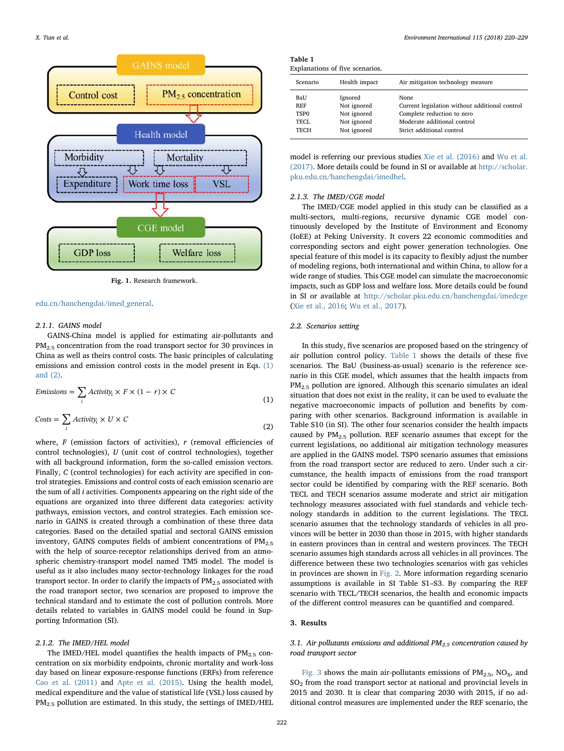GAINS model

Control cost

$PM_{2.5}$ concentration

Health model

Morbidity

Mortality

Expenditure

Work time loss

VSL

CGE model

GDP loss

Welfare loss

**Fig. 1.** Research framework.

edu.cn/hanchengdai/imed_general.

#### 2.1.1. GAINS model

GAINS-China model is applied for estimating air-pollutants and $PM_{2.5}$ concentration from the road transport sector for 30 provinces in China as well as theirs control costs. The basic principles of calculating emissions and emission control costs in the model present in Eqs. (1) and (2).

$$Emissions = \sum_i Activity_i \times F \times (1 - r) \times C \tag{1}$$

$$Costs = \sum_i Activity_i \times U \times C \tag{2}$$

where, $F$ (emission factors of activities), $r$ (removal efficiencies of control technologies), $U$ (unit cost of control technologies), together with all background information, form the so-called emission vectors. Finally, $C$ (control technologies) for each activity are specified in control strategies. Emissions and control costs of each emission scenario are the sum of all $i$ activities. Components appearing on the right side of the equations are organized into three different data categories: activity pathways, emission vectors, and control strategies. Each emission scenario in GAINS is created through a combination of these three data categories. Based on the detailed spatial and sectoral GAINS emission inventory, GAINS computes fields of ambient concentrations of $PM_{2.5}$ with the help of source-receptor relationships derived from an atmospheric chemistry-transport model named TM5 model. The model is useful as it also includes many sector-technology linkages for the road transport sector. In order to clarify the impacts of $PM_{2.5}$ associated with the road transport sector, two scenarios are proposed to improve the technical standard and to estimate the cost of pollution controls. More details related to variables in GAINS model could be found in Supporting Information (SI).

#### 2.1.2. The IMED/HEL model

The IMED/HEL model quantifies the health impacts of $PM_{2.5}$ concentration on six morbidity endpoints, chronic mortality and work-loss day based on linear exposure-response functions (ERFs) from reference Cao et al. (2011) and Apte et al. (2015). Using the health model, medical expenditure and the value of statistical life (VSL) loss caused by $PM_{2.5}$ pollution are estimated. In this study, the settings of IMED/HEL model is referring our previous studies Xie et al. (2016) and Wu et al. (2017). More details could be found in SI or available at http://scholar.pku.edu.cn/hanchengdai/imedhel.

#### 2.1.3. The IMED/CGE model

The IMED/CGE model applied in this study can be classified as a multi-sectors, multi-regions, recursive dynamic CGE model continuously developed by the Institute of Environment and Economy (IoEE) at Peking University. It covers 22 economic commodities and corresponding sectors and eight power generation technologies. One special feature of this model is its capacity to flexibly adjust the number of modeling regions, both international and within China, to allow for a wide range of studies. This CGE model can simulate the macroeconomic impacts, such as GDP loss and welfare loss. More details could be found in SI or available at http://scholar.pku.edu.cn/hanchengdai/imedcge (Xie et al., 2016; Wu et al., 2017).

**Table 1**
Explanations of five scenarios.

| Scenario | Health impact | Air mitigation technology measure |
|---|---|---|
| BaU | Ignored | None |
| REF | Not ignored | Current legislation without additional control |
| TSP0 | Not ignored | Complete reduction to zero |
| TECL | Not ignored | Moderate additional control |
| TECH | Not ignored | Strict additional control |

### 2.2. Scenarios setting

In this study, five scenarios are proposed based on the stringency of air pollution control policy. Table 1 shows the details of these five scenarios. The BaU (business-as-usual) scenario is the reference scenario in this CGE model, which assumes that the health impacts from $PM_{2.5}$ pollution are ignored. Although this scenario simulates an ideal situation that does not exist in the reality, it can be used to evaluate the negative macroeconomic impacts of pollution and benefits by comparing with other scenarios. Background information is available in Table S10 (in SI). The other four scenarios consider the health impacts caused by $PM_{2.5}$ pollution. REF scenario assumes that except for the current legislations, no additional air mitigation technology measures are applied in the GAINS model. TSP0 scenario assumes that emissions from the road transport sector are reduced to zero. Under such a circumstance, the health impacts of emissions from the road transport sector could be identified by comparing with the REF scenario. Both TECL and TECH scenarios assume moderate and strict air mitigation technology measures associated with fuel standards and vehicle technology standards in addition to the current legislations. The TECL scenario assumes that the technology standards of vehicles in all provinces will be better in 2030 than those in 2015, with higher standards in eastern provinces than in central and western provinces. The TECH scenario assumes high standards across all vehicles in all provinces. The difference between these two technologies scenarios with gas vehicles in provinces are shown in Fig. 2. More information regarding scenario assumptions is available in SI Table S1–S3. By comparing the REF scenario with TECL/TECH scenarios, the health and economic impacts of the different control measures can be quantified and compared.

## 3. Results

### 3.1. Air pollutants emissions and additional $PM_{2.5}$ concentration caused by road transport sector

Fig. 3 shows the main air-pollutants emissions of $PM_{2.5}$, $NO_X$, and $SO_2$ from the road transport sector at national and provincial levels in 2015 and 2030. It is clear that comparing 2030 with 2015, if no additional control measures are implemented under the REF scenario, the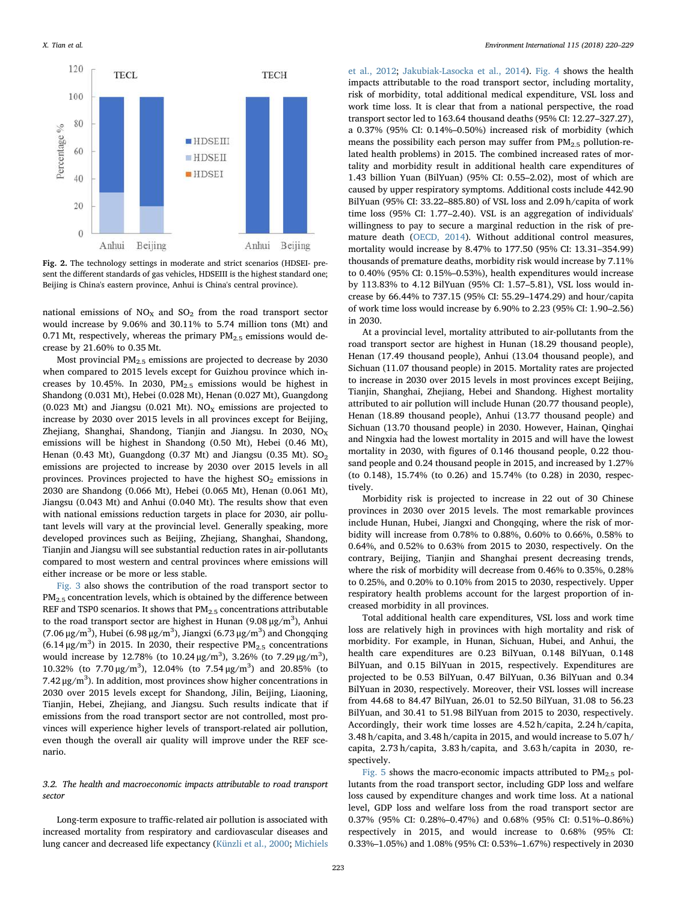120

100

80

60

40

20

0

Percentage %

TECL

TECH

HDSEIII

HDSEII

HDSEI

Anhui Beijing

Anhui Beijing

**Fig. 2.** The technology settings in moderate and strict scenarios (HDSEI- present the different standards of gas vehicles, HDSEIII is the highest standard one; Beijing is China's eastern province, Anhui is China's central province).

national emissions of $NO_X$ and $SO_2$ from the road transport sector would increase by 9.06% and 30.11% to 5.74 million tons (Mt) and 0.71 Mt, respectively, whereas the primary $PM_{2.5}$ emissions would decrease by 21.60% to 0.35 Mt.

Most provincial $PM_{2.5}$ emissions are projected to decrease by 2030 when compared to 2015 levels except for Guizhou province which increases by 10.45%. In 2030, $PM_{2.5}$ emissions would be highest in Shandong (0.031 Mt), Hebei (0.028 Mt), Henan (0.027 Mt), Guangdong (0.023 Mt) and Jiangsu (0.021 Mt). $NO_X$ emissions are projected to increase by 2030 over 2015 levels in all provinces except for Beijing, Zhejiang, Shanghai, Shandong, Tianjin and Jiangsu. In 2030, $NO_X$ emissions will be highest in Shandong (0.50 Mt), Hebei (0.46 Mt), Henan (0.43 Mt), Guangdong (0.37 Mt) and Jiangsu (0.35 Mt). $SO_2$ emissions are projected to increase by 2030 over 2015 levels in all provinces. Provinces projected to have the highest $SO_2$ emissions in 2030 are Shandong (0.066 Mt), Hebei (0.065 Mt), Henan (0.061 Mt), Jiangsu (0.043 Mt) and Anhui (0.040 Mt). The results show that even with national emissions reduction targets in place for 2030, air pollutant levels will vary at the provincial level. Generally speaking, more developed provinces such as Beijing, Zhejiang, Shanghai, Shandong, Tianjin and Jiangsu will see substantial reduction rates in air-pollutants compared to most western and central provinces where emissions will either increase or be more or less stable.

Fig. 3 also shows the contribution of the road transport sector to $PM_{2.5}$ concentration levels, which is obtained by the difference between REF and TSP0 scenarios. It shows that $PM_{2.5}$ concentrations attributable to the road transport sector are highest in Hunan (9.08 $\mu g/m^3$), Anhui (7.06 $\mu g/m^3$), Hubei (6.98 $\mu g/m^3$), Jiangxi (6.73 $\mu g/m^3$) and Chongqing (6.14 $\mu g/m^3$) in 2015. In 2030, their respective $PM_{2.5}$ concentrations would increase by 12.78% (to 10.24 $\mu g/m^3$), 3.26% (to 7.29 $\mu g/m^3$), 10.32% (to 7.70 $\mu g/m^3$), 12.04% (to 7.54 $\mu g/m^3$) and 20.85% (to 7.42 $\mu g/m^3$). In addition, most provinces show higher concentrations in 2030 over 2015 levels except for Shandong, Jilin, Beijing, Liaoning, Tianjin, Hebei, Zhejiang, and Jiangsu. Such results indicate that if emissions from the road transport sector are not controlled, most provinces will experience higher levels of transport-related air pollution, even though the overall air quality will improve under the REF scenario.

### 3.2. The health and macroeconomic impacts attributable to road transport sector

Long-term exposure to traffic-related air pollution is associated with increased mortality from respiratory and cardiovascular diseases and lung cancer and decreased life expectancy (Künzli et al., 2000; Michiels et al., 2012; Jakubiak-Lasocka et al., 2014). Fig. 4 shows the health impacts attributable to the road transport sector, including mortality, risk of morbidity, total additional medical expenditure, VSL loss and work time loss. It is clear that from a national perspective, the road transport sector led to 163.64 thousand deaths (95% CI: 12.27–327.27), a 0.37% (95% CI: 0.14%–0.50%) increased risk of morbidity (which means the possibility each person may suffer from $PM_{2.5}$ pollution-related health problems) in 2015. The combined increased rates of mortality and morbidity result in additional health care expenditures of 1.43 billion Yuan (BilYuan) (95% CI: 0.55–2.02), most of which are caused by upper respiratory symptoms. Additional costs include 442.90 BilYuan (95% CI: 33.22–885.80) of VSL loss and 2.09 h/capita of work time loss (95% CI: 1.77–2.40). VSL is an aggregation of individuals' willingness to pay to secure a marginal reduction in the risk of premature death (OECD, 2014). Without additional control measures, mortality would increase by 8.47% to 177.50 (95% CI: 13.31–354.99) thousands of premature deaths, morbidity risk would increase by 7.11% to 0.40% (95% CI: 0.15%–0.53%), health expenditures would increase by 113.83% to 4.12 BilYuan (95% CI: 1.57–5.81), VSL loss would increase by 66.44% to 737.15 (95% CI: 55.29–1474.29) and hour/capita of work time loss would increase by 6.90% to 2.23 (95% CI: 1.90–2.56) in 2030.

At a provincial level, mortality attributed to air-pollutants from the road transport sector are highest in Hunan (18.29 thousand people), Henan (17.49 thousand people), Anhui (13.04 thousand people), and Sichuan (11.07 thousand people) in 2015. Mortality rates are projected to increase in 2030 over 2015 levels in most provinces except Beijing, Tianjin, Shanghai, Zhejiang, Hebei and Shandong. Highest mortality attributed to air pollution will include Hunan (20.77 thousand people), Henan (18.89 thousand people), Anhui (13.77 thousand people) and Sichuan (13.70 thousand people) in 2030. However, Hainan, Qinghai and Ningxia had the lowest mortality in 2015 and will have the lowest mortality in 2030, with figures of 0.146 thousand people, 0.22 thousand people and 0.24 thousand people in 2015, and increased by 1.27% (to 0.148), 15.74% (to 0.26) and 15.74% (to 0.28) in 2030, respectively.

Morbidity risk is projected to increase in 22 out of 30 Chinese provinces in 2030 over 2015 levels. The most remarkable provinces include Hunan, Hubei, Jiangxi and Chongqing, where the risk of morbidity will increase from 0.78% to 0.88%, 0.60% to 0.66%, 0.58% to 0.64%, and 0.52% to 0.63% from 2015 to 2030, respectively. On the contrary, Beijing, Tianjin and Shanghai present decreasing trends, where the risk of morbidity will decrease from 0.46% to 0.35%, 0.28% to 0.25%, and 0.20% to 0.10% from 2015 to 2030, respectively. Upper respiratory health problems account for the largest proportion of increased morbidity in all provinces.

Total additional health care expenditures, VSL loss and work time loss are relatively high in provinces with high mortality and risk of morbidity. For example, in Hunan, Sichuan, Hubei, and Anhui, the health care expenditures are 0.23 BilYuan, 0.148 BilYuan, 0.148 BilYuan, and 0.15 BilYuan in 2015, respectively. Expenditures are projected to be 0.53 BilYuan, 0.47 BilYuan, 0.36 BilYuan and 0.34 BilYuan in 2030, respectively. Moreover, their VSL losses will increase from 44.68 to 84.47 BilYuan, 26.01 to 52.50 BilYuan, 31.08 to 56.23 BilYuan, and 30.41 to 51.98 BilYuan from 2015 to 2030, respectively. Accordingly, their work time losses are 4.52 h/capita, 2.24 h/capita, 3.48 h/capita, and 3.48 h/capita in 2015, and would increase to 5.07 h/capita, 2.73 h/capita, 3.83 h/capita, and 3.63 h/capita in 2030, respectively.

Fig. 5 shows the macro-economic impacts attributed to $PM_{2.5}$ pollutants from the road transport sector, including GDP loss and welfare loss caused by expenditure changes and work time loss. At a national level, GDP loss and welfare loss from the road transport sector are 0.37% (95% CI: 0.28%–0.47%) and 0.68% (95% CI: 0.51%–0.86%) respectively in 2015, and would increase to 0.68% (95% CI: 0.33%–1.05%) and 1.08% (95% CI: 0.53%–1.67%) respectively in 2030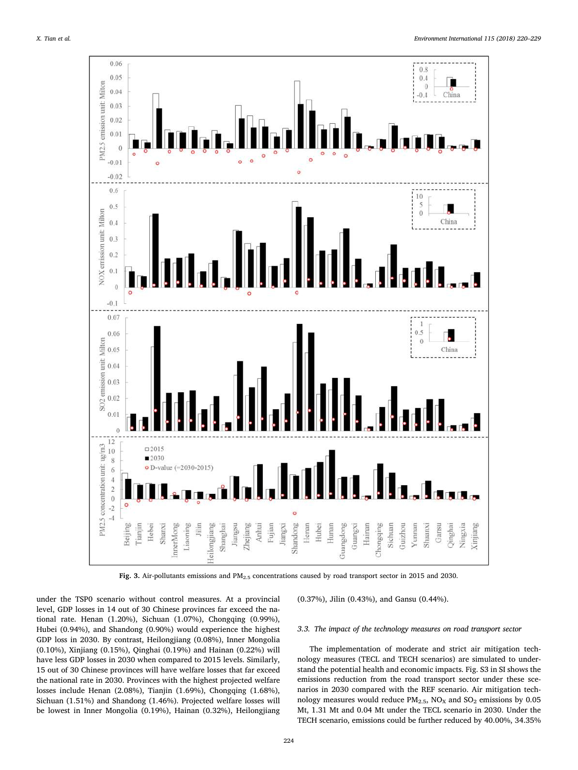0.06
0.05
0.04
0.03
0.02
0.01
0
-0.01
-0.02
PM2.5 emission unit: Milton
0.8
0.4
0
-0.4
China

0.6
0.5
0.4
0.3
0.2
0.1
0
-0.1
NOX emission unit: Milton
10
5
0
China

0.07
0.06
0.05
0.04
0.03
0.02
0.01
0
SO2 emission unit: Milton
1
0.5
0
China

12
10
8
6
4
2
0
-2
-4
PM2.5 concentration unit: ug/m3
□2015
■2030
○ D-value (=2030-2015)

Beijing Tianjin Hebei Shanxi InnerMong Liaoning Jilin Heilongjiang Shanghai Jiangsu Zhejiang Anhui Fujian Jiangxi Shandong Henan Hubei Hunan Guangdong Guangxi Hainan Chongqing Sichuan Guizhou Yunnan Shaanxi Gansu Qinghai Ningxia Xinjiang

**Fig. 3.** Air-pollutants emissions and $PM_{2.5}$ concentrations caused by road transport sector in 2015 and 2030.

under the TSP0 scenario without control measures. At a provincial level, GDP losses in 14 out of 30 Chinese provinces far exceed the national rate. Henan (1.20%), Sichuan (1.07%), Chongqing (0.99%), Hubei (0.94%), and Shandong (0.90%) would experience the highest GDP loss in 2030. By contrast, Heilongjiang (0.08%), Inner Mongolia (0.10%), Xinjiang (0.15%), Qinghai (0.19%) and Hainan (0.22%) will have less GDP losses in 2030 when compared to 2015 levels. Similarly, 15 out of 30 Chinese provinces will have welfare losses that far exceed the national rate in 2030. Provinces with the highest projected welfare losses include Henan (2.08%), Tianjin (1.69%), Chongqing (1.68%), Sichuan (1.51%) and Shandong (1.46%). Projected welfare losses will be lowest in Inner Mongolia (0.19%), Hainan (0.32%), Heilongjiang (0.37%), Jilin (0.43%), and Gansu (0.44%).

### 3.3. The impact of the technology measures on road transport sector

The implementation of moderate and strict air mitigation technology measures (TECL and TECH scenarios) are simulated to understand the potential health and economic impacts. Fig. S3 in SI shows the emissions reduction from the road transport sector under these scenarios in 2030 compared with the REF scenario. Air mitigation technology measures would reduce $PM_{2.5}$, $NO_X$ and $SO_2$ emissions by 0.05 Mt, 1.31 Mt and 0.04 Mt under the TECL scenario in 2030. Under the TECH scenario, emissions could be further reduced by 40.00%, 34.35%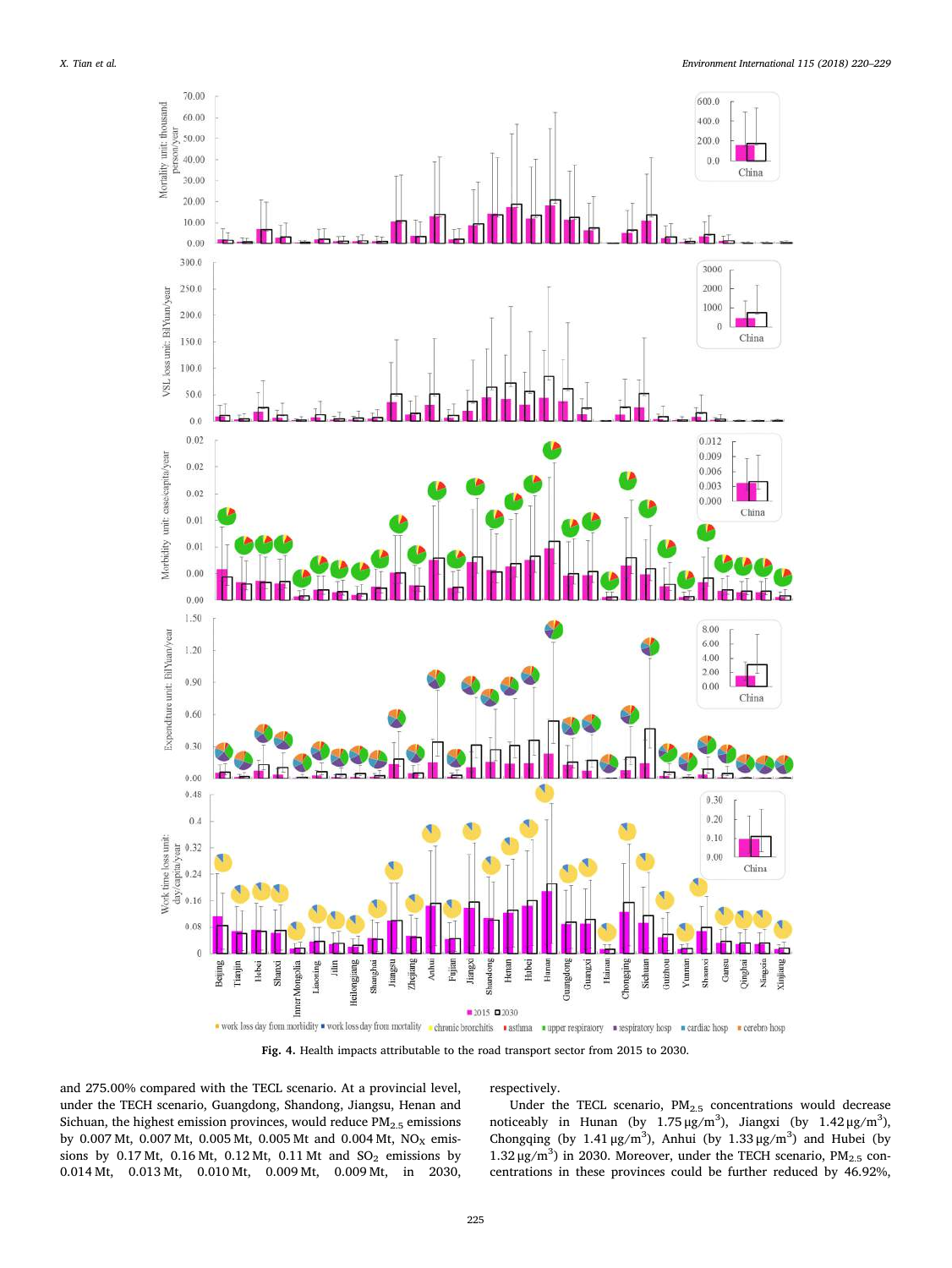Fig. 4. Health impacts attributable to the road transport sector from 2015 to 2030.

and 275.00% compared with the TECL scenario. At a provincial level, under the TECH scenario, Guangdong, Shandong, Jiangsu, Henan and Sichuan, the highest emission provinces, would reduce $PM_{2.5}$ emissions by 0.007 Mt, 0.007 Mt, 0.005 Mt, 0.005 Mt and 0.004 Mt, $NO_X$ emissions by 0.17 Mt, 0.16 Mt, 0.12 Mt, 0.11 Mt and $SO_2$ emissions by 0.014 Mt, 0.013 Mt, 0.010 Mt, 0.009 Mt, 0.009 Mt, in 2030, respectively.

Under the TECL scenario, $PM_{2.5}$ concentrations would decrease noticeably in Hunan (by $1.75\,\mu g/m^3$), Jiangxi (by $1.42\,\mu g/m^3$), Chongqing (by $1.41\,\mu g/m^3$), Anhui (by $1.33\,\mu g/m^3$) and Hubei (by $1.32\,\mu g/m^3$) in 2030. Moreover, under the TECH scenario, $PM_{2.5}$ concentrations in these provinces could be further reduced by 46.92%,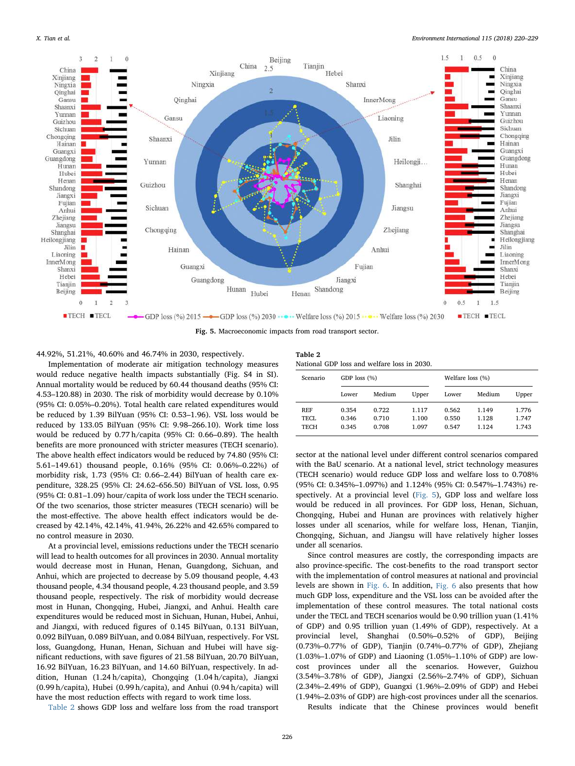3 2 1 0

China
Xinjiang
Ningxia
Qinghai
Gansu
Shaanxi
Yunnan
Guizhou
Sichuan
Chongqing
Hainan
Guangxi
Guangdong
Hunan
Hubei
Henan
Shandong
Jiangxi
Fujian
Anhui
Zhejiang
Jiangsu
Shanghai
Heilongjiang
Jilin
Liaoning
InnerMong
Shanxi
Hebei
Tianjin
Beijing

0 1 2 3

■TECH ■TECL

China Beijing Tianjin Hebei Shanxi InnerMong Liaoning Jilin Heilongji... Shanghai Jiangsu Zhejiang Anhui Fujian Jiangxi Shandong Henan Hubei Hunan Guangdong Guangxi Hainan Chongqing Sichuan Guizhou Yunnan Shaanxi Gansu Qinghai Ningxia Xinjiang

2.5 2 1.5

GDP loss (%) 2015 GDP loss (%) 2030 Welfare loss (%) 2015 Welfare loss (%) 2030

1.5 1 0.5 0

0 0.5 1 1.5

■TECH ■TECL

Fig. 5. Macroeconomic impacts from road transport sector.

44.92%, 51.21%, 40.60% and 46.74% in 2030, respectively.

Implementation of moderate air mitigation technology measures would reduce negative health impacts substantially (Fig. S4 in SI). Annual mortality would be reduced by 60.44 thousand deaths (95% CI: 4.53–120.88) in 2030. The risk of morbidity would decrease by 0.10% (95% CI: 0.05%–0.20%). Total health care related expenditures would be reduced by 1.39 BilYuan (95% CI: 0.53–1.96). VSL loss would be reduced by 133.05 BilYuan (95% CI: 9.98–266.10). Work time loss would be reduced by 0.77 h/capita (95% CI: 0.66–0.89). The health benefits are more pronounced with stricter measures (TECH scenario). The above health effect indicators would be reduced by 74.80 (95% CI: 5.61–149.61) thousand people, 0.16% (95% CI: 0.06%–0.22%) of morbidity risk, 1.73 (95% CI: 0.66–2.44) BilYuan of health care expenditure, 328.25 (95% CI: 24.62–656.50) BilYuan of VSL loss, 0.95 (95% CI: 0.81–1.09) hour/capita of work loss under the TECH scenario. Of the two scenarios, those stricter measures (TECH scenario) will be the most-effective. The above health effect indicators would be decreased by 42.14%, 42.14%, 41.94%, 26.22% and 42.65% compared to no control measure in 2030.

At a provincial level, emissions reductions under the TECH scenario will lead to health outcomes for all provinces in 2030. Annual mortality would decrease most in Hunan, Henan, Guangdong, Sichuan, and Anhui, which are projected to decrease by 5.09 thousand people, 4.43 thousand people, 4.34 thousand people, 4.23 thousand people, and 3.59 thousand people, respectively. The risk of morbidity would decrease most in Hunan, Chongqing, Hubei, Jiangxi, and Anhui. Health care expenditures would be reduced most in Sichuan, Hunan, Hubei, Anhui, and Jiangxi, with reduced figures of 0.145 BilYuan, 0.131 BilYuan, 0.092 BilYuan, 0.089 BilYuan, and 0.084 BilYuan, respectively. For VSL loss, Guangdong, Hunan, Henan, Sichuan and Hubei will have significant reductions, with save figures of 21.58 BilYuan, 20.70 BilYuan, 16.92 BilYuan, 16.23 BilYuan, and 14.60 BilYuan, respectively. In addition, Hunan (1.24 h/capita), Chongqing (1.04 h/capita), Jiangxi (0.99 h/capita), Hubei (0.99 h/capita), and Anhui (0.94 h/capita) will have the most reduction effects with regard to work time loss.

Table 2 shows GDP loss and welfare loss from the road transport sector at the national level under different control scenarios compared with the BaU scenario. At a national level, strict technology measures (TECH scenario) would reduce GDP loss and welfare loss to 0.708% (95% CI: 0.345%–1.097%) and 1.124% (95% CI: 0.547%–1.743%) respectively. At a provincial level (Fig. 5), GDP loss and welfare loss would be reduced in all provinces. For GDP loss, Henan, Sichuan, Chongqing, Hubei and Hunan are provinces with relatively higher losses under all scenarios, while for welfare loss, Henan, Tianjin, Chongqing, Sichuan, and Jiangsu will have relatively higher losses under all scenarios.

**Table 2**
National GDP loss and welfare loss in 2030.

| Scenario | GDP loss (%) | | | Welfare loss (%) | | |
|---|---|---|---|---|---|---|
| | Lower | Medium | Upper | Lower | Medium | Upper |
| REF | 0.354 | 0.722 | 1.117 | 0.562 | 1.149 | 1.776 |
| TECL | 0.346 | 0.710 | 1.100 | 0.550 | 1.128 | 1.747 |
| TECH | 0.345 | 0.708 | 1.097 | 0.547 | 1.124 | 1.743 |

Since control measures are costly, the corresponding impacts are also province-specific. The cost-benefits to the road transport sector with the implementation of control measures at national and provincial levels are shown in Fig. 6. In addition, Fig. 6 also presents that how much GDP loss, expenditure and the VSL loss can be avoided after the implementation of these control measures. The total national costs under the TECL and TECH scenarios would be 0.90 trillion yuan (1.41% of GDP) and 0.95 trillion yuan (1.49% of GDP), respectively. At a provincial level, Shanghai (0.50%–0.52% of GDP), Beijing (0.73%–0.77% of GDP), Tianjin (0.74%–0.77% of GDP), Zhejiang (1.03%–1.07% of GDP) and Liaoning (1.05%–1.10% of GDP) are low-cost provinces under all the scenarios. However, Guizhou (3.54%–3.78% of GDP), Jiangxi (2.56%–2.74% of GDP), Sichuan (2.34%–2.49% of GDP), Guangxi (1.96%–2.09% of GDP) and Hebei (1.94%–2.03% of GDP) are high-cost provinces under all the scenarios.

Results indicate that the Chinese provinces would benefit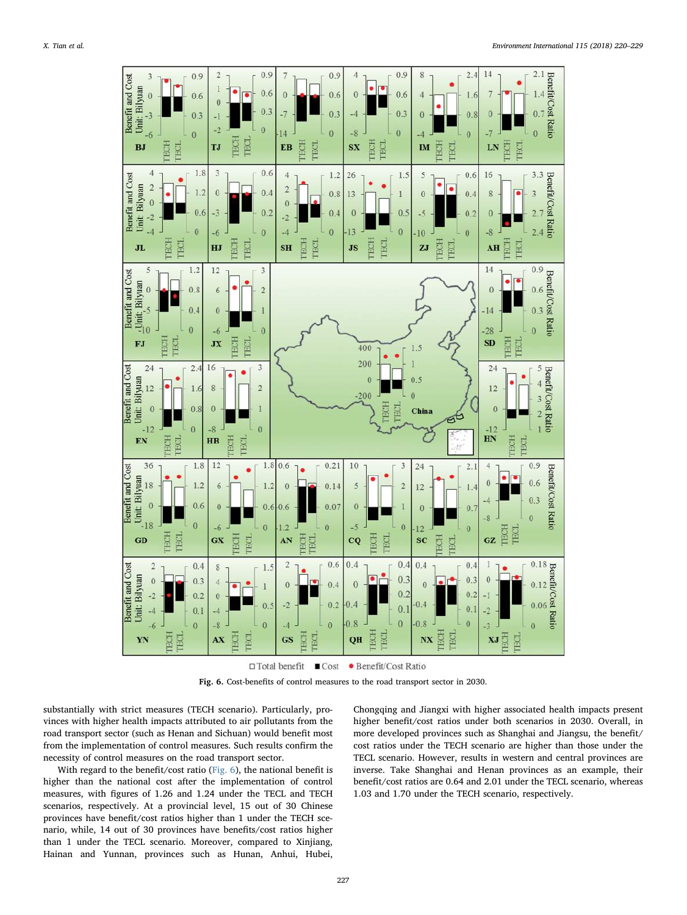Fig. 6. Cost-benefits of control measures to the road transport sector in 2030.

substantially with strict measures (TECH scenario). Particularly, provinces with higher health impacts attributed to air pollutants from the road transport sector (such as Henan and Sichuan) would benefit most from the implementation of control measures. Such results confirm the necessity of control measures on the road transport sector.

With regard to the benefit/cost ratio (Fig. 6), the national benefit is higher than the national cost after the implementation of control measures, with figures of 1.26 and 1.24 under the TECL and TECH scenarios, respectively. At a provincial level, 15 out of 30 Chinese provinces have benefit/cost ratios higher than 1 under the TECH scenario, while, 14 out of 30 provinces have benefits/cost ratios higher than 1 under the TECL scenario. Moreover, compared to Xinjiang, Hainan and Yunnan, provinces such as Hunan, Anhui, Hubei, Chongqing and Jiangxi with higher associated health impacts present higher benefit/cost ratios under both scenarios in 2030. Overall, in more developed provinces such as Shanghai and Jiangsu, the benefit/cost ratios under the TECH scenario are higher than those under the TECL scenario. However, results in western and central provinces are inverse. Take Shanghai and Henan provinces as an example, their benefit/cost ratios are 0.64 and 2.01 under the TECL scenario, whereas 1.03 and 1.70 under the TECH scenario, respectively.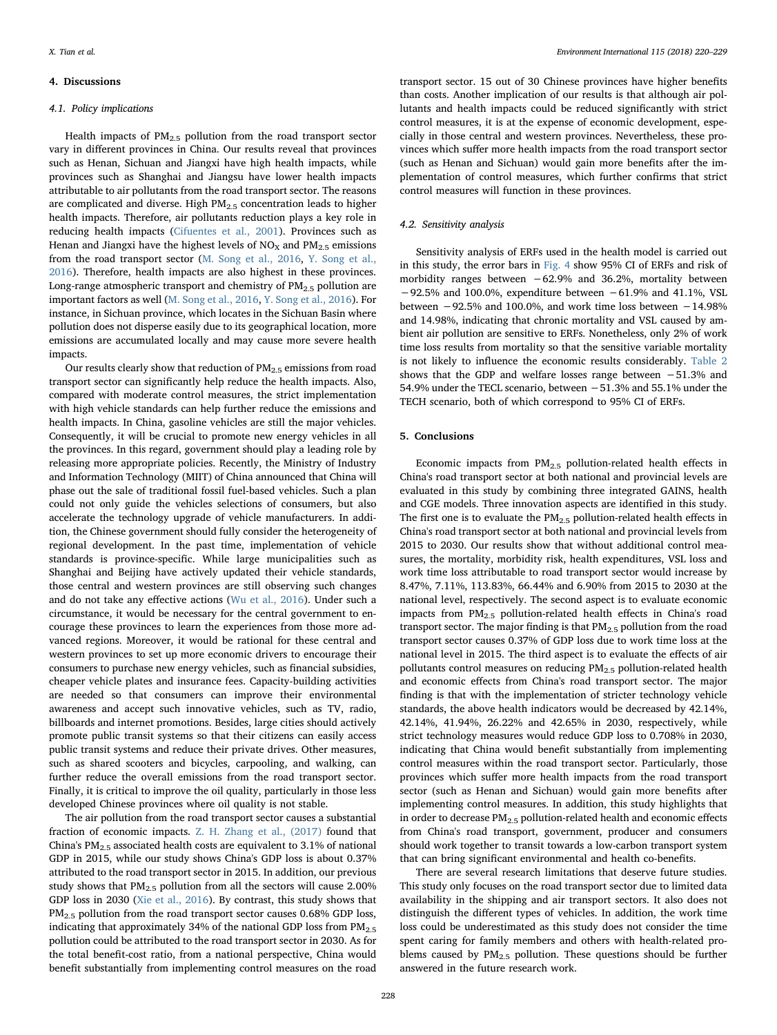## 4. Discussions

### 4.1. Policy implications

Health impacts of $PM_{2.5}$ pollution from the road transport sector vary in different provinces in China. Our results reveal that provinces such as Henan, Sichuan and Jiangxi have high health impacts, while provinces such as Shanghai and Jiangsu have lower health impacts attributable to air pollutants from the road transport sector. The reasons are complicated and diverse. High $PM_{2.5}$ concentration leads to higher health impacts. Therefore, air pollutants reduction plays a key role in reducing health impacts (Cifuentes et al., 2001). Provinces such as Henan and Jiangxi have the highest levels of $NO_X$ and $PM_{2.5}$ emissions from the road transport sector (M. Song et al., 2016, Y. Song et al., 2016). Therefore, health impacts are also highest in these provinces. Long-range atmospheric transport and chemistry of $PM_{2.5}$ pollution are important factors as well (M. Song et al., 2016, Y. Song et al., 2016). For instance, in Sichuan province, which locates in the Sichuan Basin where pollution does not disperse easily due to its geographical location, more emissions are accumulated locally and may cause more severe health impacts.

Our results clearly show that reduction of $PM_{2.5}$ emissions from road transport sector can significantly help reduce the health impacts. Also, compared with moderate control measures, the strict implementation with high vehicle standards can help further reduce the emissions and health impacts. In China, gasoline vehicles are still the major vehicles. Consequently, it will be crucial to promote new energy vehicles in all the provinces. In this regard, government should play a leading role by releasing more appropriate policies. Recently, the Ministry of Industry and Information Technology (MIIT) of China announced that China will phase out the sale of traditional fossil fuel-based vehicles. Such a plan could not only guide the vehicles selections of consumers, but also accelerate the technology upgrade of vehicle manufacturers. In addition, the Chinese government should fully consider the heterogeneity of regional development. In the past time, implementation of vehicle standards is province-specific. While large municipalities such as Shanghai and Beijing have actively updated their vehicle standards, those central and western provinces are still observing such changes and do not take any effective actions (Wu et al., 2016). Under such a circumstance, it would be necessary for the central government to encourage these provinces to learn the experiences from those more advanced regions. Moreover, it would be rational for these central and western provinces to set up more economic drivers to encourage their consumers to purchase new energy vehicles, such as financial subsidies, cheaper vehicle plates and insurance fees. Capacity-building activities are needed so that consumers can improve their environmental awareness and accept such innovative vehicles, such as TV, radio, billboards and internet promotions. Besides, large cities should actively promote public transit systems so that their citizens can easily access public transit systems and reduce their private drives. Other measures, such as shared scooters and bicycles, carpooling, and walking, can further reduce the overall emissions from the road transport sector. Finally, it is critical to improve the oil quality, particularly in those less developed Chinese provinces where oil quality is not stable.

The air pollution from the road transport sector causes a substantial fraction of economic impacts. Z. H. Zhang et al., (2017) found that China's $PM_{2.5}$ associated health costs are equivalent to 3.1% of national GDP in 2015, while our study shows China's GDP loss is about 0.37% attributed to the road transport sector in 2015. In addition, our previous study shows that $PM_{2.5}$ pollution from all the sectors will cause 2.00% GDP loss in 2030 (Xie et al., 2016). By contrast, this study shows that $PM_{2.5}$ pollution from the road transport sector causes 0.68% GDP loss, indicating that approximately 34% of the national GDP loss from $PM_{2.5}$ pollution could be attributed to the road transport sector in 2030. As for the total benefit-cost ratio, from a national perspective, China would benefit substantially from implementing control measures on the road transport sector. 15 out of 30 Chinese provinces have higher benefits than costs. Another implication of our results is that although air pollutants and health impacts could be reduced significantly with strict control measures, it is at the expense of economic development, especially in those central and western provinces. Nevertheless, these provinces which suffer more health impacts from the road transport sector (such as Henan and Sichuan) would gain more benefits after the implementation of control measures, which further confirms that strict control measures will function in these provinces.

### 4.2. Sensitivity analysis

Sensitivity analysis of ERFs used in the health model is carried out in this study, the error bars in Fig. 4 show 95% CI of ERFs and risk of morbidity ranges between −62.9% and 36.2%, mortality between −92.5% and 100.0%, expenditure between −61.9% and 41.1%, VSL between −92.5% and 100.0%, and work time loss between −14.98% and 14.98%, indicating that chronic mortality and VSL caused by ambient air pollution are sensitive to ERFs. Nonetheless, only 2% of work time loss results from mortality so that the sensitive variable mortality is not likely to influence the economic results considerably. Table 2 shows that the GDP and welfare losses range between −51.3% and 54.9% under the TECL scenario, between −51.3% and 55.1% under the TECH scenario, both of which correspond to 95% CI of ERFs.

## 5. Conclusions

Economic impacts from $PM_{2.5}$ pollution-related health effects in China's road transport sector at both national and provincial levels are evaluated in this study by combining three integrated GAINS, health and CGE models. Three innovation aspects are identified in this study. The first one is to evaluate the $PM_{2.5}$ pollution-related health effects in China's road transport sector at both national and provincial levels from 2015 to 2030. Our results show that without additional control measures, the mortality, morbidity risk, health expenditures, VSL loss and work time loss attributable to road transport sector would increase by 8.47%, 7.11%, 113.83%, 66.44% and 6.90% from 2015 to 2030 at the national level, respectively. The second aspect is to evaluate economic impacts from $PM_{2.5}$ pollution-related health effects in China's road transport sector. The major finding is that $PM_{2.5}$ pollution from the road transport sector causes 0.37% of GDP loss due to work time loss at the national level in 2015. The third aspect is to evaluate the effects of air pollutants control measures on reducing $PM_{2.5}$ pollution-related health and economic effects from China's road transport sector. The major finding is that with the implementation of stricter technology vehicle standards, the above health indicators would be decreased by 42.14%, 42.14%, 41.94%, 26.22% and 42.65% in 2030, respectively, while strict technology measures would reduce GDP loss to 0.708% in 2030, indicating that China would benefit substantially from implementing control measures within the road transport sector. Particularly, those provinces which suffer more health impacts from the road transport sector (such as Henan and Sichuan) would gain more benefits after implementing control measures. In addition, this study highlights that in order to decrease $PM_{2.5}$ pollution-related health and economic effects from China's road transport, government, producer and consumers should work together to transit towards a low-carbon transport system that can bring significant environmental and health co-benefits.

There are several research limitations that deserve future studies. This study only focuses on the road transport sector due to limited data availability in the shipping and air transport sectors. It also does not distinguish the different types of vehicles. In addition, the work time loss could be underestimated as this study does not consider the time spent caring for family members and others with health-related problems caused by $PM_{2.5}$ pollution. These questions should be further answered in the future research work.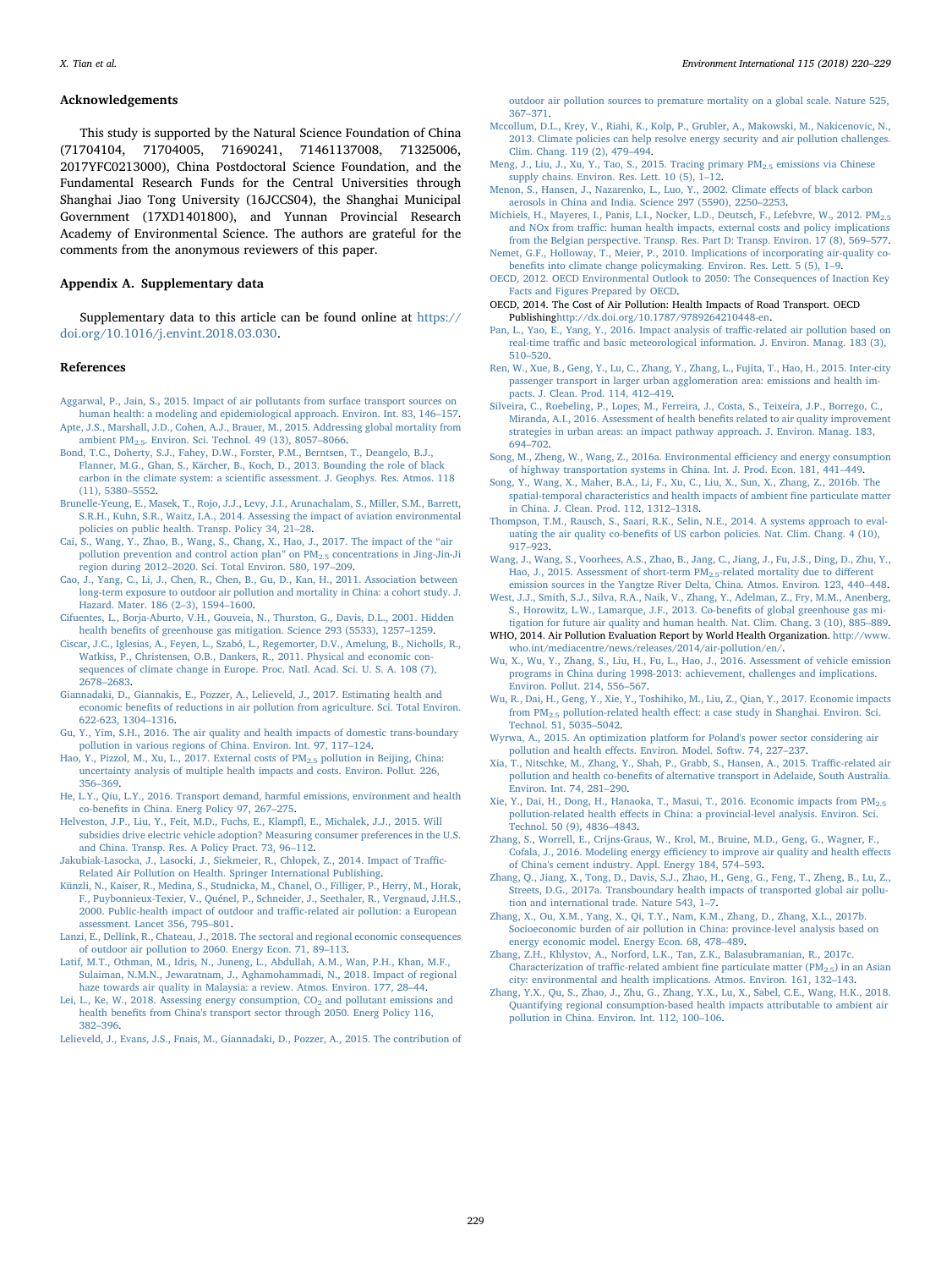## Acknowledgements

This study is supported by the Natural Science Foundation of China (71704104, 71704005, 71690241, 71461137008, 71325006, 2017YFC0213000), China Postdoctoral Science Foundation, and the Fundamental Research Funds for the Central Universities through Shanghai Jiao Tong University (16JCCS04), the Shanghai Municipal Government (17XD1401800), and Yunnan Provincial Research Academy of Environmental Science. The authors are grateful for the comments from the anonymous reviewers of this paper.

## Appendix A. Supplementary data

Supplementary data to this article can be found online at https://doi.org/10.1016/j.envint.2018.03.030.

## References

Aggarwal, P., Jain, S., 2015. Impact of air pollutants from surface transport sources on human health: a modeling and epidemiological approach. Environ. Int. 83, 146–157.

Apte, J.S., Marshall, J.D., Cohen, A.J., Brauer, M., 2015. Addressing global mortality from ambient $PM_{2.5}$. Environ. Sci. Technol. 49 (13), 8057–8066.

Bond, T.C., Doherty, S.J., Fahey, D.W., Forster, P.M., Berntsen, T., Deangelo, B.J., Flanner, M.G., Ghan, S., Kärcher, B., Koch, D., 2013. Bounding the role of black carbon in the climate system: a scientific assessment. J. Geophys. Res. Atmos. 118 (11), 5380–5552.

Brunelle-Yeung, E., Masek, T., Rojo, J.J., Levy, J.I., Arunachalam, S., Miller, S.M., Barrett, S.R.H., Kuhn, S.R., Waitz, I.A., 2014. Assessing the impact of aviation environmental policies on public health. Transp. Policy 34, 21–28.

Cai, S., Wang, Y., Zhao, B., Wang, S., Chang, X., Hao, J., 2017. The impact of the "air pollution prevention and control action plan" on $PM_{2.5}$ concentrations in Jing-Jin-Ji region during 2012–2020. Sci. Total Environ. 580, 197–209.

Cao, J., Yang, C., Li, J., Chen, R., Chen, B., Gu, D., Kan, H., 2011. Association between long-term exposure to outdoor air pollution and mortality in China: a cohort study. J. Hazard. Mater. 186 (2–3), 1594–1600.

Cifuentes, L., Borja-Aburto, V.H., Gouveia, N., Thurston, G., Davis, D.L., 2001. Hidden health benefits of greenhouse gas mitigation. Science 293 (5533), 1257–1259.

Ciscar, J.C., Iglesias, A., Feyen, L., Szabó, L., Regemorter, D.V., Amelung, B., Nicholls, R., Watkiss, P., Christensen, O.B., Dankers, R., 2011. Physical and economic consequences of climate change in Europe. Proc. Natl. Acad. Sci. U. S. A. 108 (7), 2678–2683.

Giannadaki, D., Giannakis, E., Pozzer, A., Lelieveld, J., 2017. Estimating health and economic benefits of reductions in air pollution from agriculture. Sci. Total Environ. 622-623, 1304–1316.

Gu, Y., Yim, S.H., 2016. The air quality and health impacts of domestic trans-boundary pollution in various regions of China. Environ. Int. 97, 117–124.

Hao, Y., Pizzol, M., Xu, L., 2017. External costs of $PM_{2.5}$ pollution in Beijing, China: uncertainty analysis of multiple health impacts and costs. Environ. Pollut. 226, 356–369.

He, L.Y., Qiu, L.Y., 2016. Transport demand, harmful emissions, environment and health co-benefits in China. Energ Policy 97, 267–275.

Helveston, J.P., Liu, Y., Feit, M.D., Fuchs, E., Klampfl, E., Michalek, J.J., 2015. Will subsidies drive electric vehicle adoption? Measuring consumer preferences in the U.S. and China. Transp. Res. A Policy Pract. 73, 96–112.

Jakubiak-Lasocka, J., Lasocki, J., Siekmeier, R., Chłopek, Z., 2014. Impact of Traffic-Related Air Pollution on Health. Springer International Publishing.

Künzli, N., Kaiser, R., Medina, S., Studnicka, M., Chanel, O., Filliger, P., Herry, M., Horak, F., Puybonnieux-Texier, V., Quénel, P., Schneider, J., Seethaler, R., Vergnaud, J.H.S., 2000. Public-health impact of outdoor and traffic-related air pollution: a European assessment. Lancet 356, 795–801.

Lanzi, E., Dellink, R., Chateau, J., 2018. The sectoral and regional economic consequences of outdoor air pollution to 2060. Energy Econ. 71, 89–113.

Latif, M.T., Othman, M., Idris, N., Juneng, L., Abdullah, A.M., Wan, P.H., Khan, M.F., Sulaiman, N.M.N., Jewaratnam, J., Aghamohammadi, N., 2018. Impact of regional haze towards air quality in Malaysia: a review. Atmos. Environ. 177, 28–44.

Lei, L., Ke, W., 2018. Assessing energy consumption, $CO_2$ and pollutant emissions and health benefits from China's transport sector through 2050. Energ Policy 116, 382–396.

Lelieveld, J., Evans, J.S., Fnais, M., Giannadaki, D., Pozzer, A., 2015. The contribution of outdoor air pollution sources to premature mortality on a global scale. Nature 525, 367–371.

Mccollum, D.L., Krey, V., Riahi, K., Kolp, P., Grubler, A., Makowski, M., Nakicenovic, N., 2013. Climate policies can help resolve energy security and air pollution challenges. Clim. Chang. 119 (2), 479–494.

Meng, J., Liu, J., Xu, Y., Tao, S., 2015. Tracing primary $PM_{2.5}$ emissions via Chinese supply chains. Environ. Res. Lett. 10 (5), 1–12.

Menon, S., Hansen, J., Nazarenko, L., Luo, Y., 2002. Climate effects of black carbon aerosols in China and India. Science 297 (5590), 2250–2253.

Michiels, H., Mayeres, I., Panis, L.I., Nocker, L.D., Deutsch, F., Lefebvre, W., 2012. $PM_{2.5}$ and NOx from traffic: human health impacts, external costs and policy implications from the Belgian perspective. Transp. Res. Part D: Transp. Environ. 17 (8), 569–577.

Nemet, G.F., Holloway, T., Meier, P., 2010. Implications of incorporating air-quality co-benefits into climate change policymaking. Environ. Res. Lett. 5 (5), 1–9.

OECD, 2012. OECD Environmental Outlook to 2050: The Consequences of Inaction Key Facts and Figures Prepared by OECD.

OECD, 2014. The Cost of Air Pollution: Health Impacts of Road Transport. OECD Publishinghttp://dx.doi.org/10.1787/9789264210448-en.

Pan, L., Yao, E., Yang, Y., 2016. Impact analysis of traffic-related air pollution based on real-time traffic and basic meteorological information. J. Environ. Manag. 183 (3), 510–520.

Ren, W., Xue, B., Geng, Y., Lu, C., Zhang, Y., Zhang, L., Fujita, T., Hao, H., 2015. Inter-city passenger transport in larger urban agglomeration area: emissions and health impacts. J. Clean. Prod. 114, 412–419.

Silveira, C., Roebeling, P., Lopes, M., Ferreira, J., Costa, S., Teixeira, J.P., Borrego, C., Miranda, A.I., 2016. Assessment of health benefits related to air quality improvement strategies in urban areas: an impact pathway approach. J. Environ. Manag. 183, 694–702.

Song, M., Zheng, W., Wang, Z., 2016a. Environmental efficiency and energy consumption of highway transportation systems in China. Int. J. Prod. Econ. 181, 441–449.

Song, Y., Wang, X., Maher, B.A., Li, F., Xu, C., Liu, X., Sun, X., Zhang, Z., 2016b. The spatial-temporal characteristics and health impacts of ambient fine particulate matter in China. J. Clean. Prod. 112, 1312–1318.

Thompson, T.M., Rausch, S., Saari, R.K., Selin, N.E., 2014. A systems approach to evaluating the air quality co-benefits of US carbon policies. Nat. Clim. Chang. 4 (10), 917–923.

Wang, J., Wang, S., Voorhees, A.S., Zhao, B., Jang, C., Jiang, J., Fu, J.S., Ding, D., Zhu, Y., Hao, J., 2015. Assessment of short-term $PM_{2.5}$-related mortality due to different emission sources in the Yangtze River Delta, China. Atmos. Environ. 123, 440–448.

West, J.J., Smith, S.J., Silva, R.A., Naik, V., Zhang, Y., Adelman, Z., Fry, M.M., Anenberg, S., Horowitz, L.W., Lamarque, J.F., 2013. Co-benefits of global greenhouse gas mitigation for future air quality and human health. Nat. Clim. Chang. 3 (10), 885–889.

WHO, 2014. Air Pollution Evaluation Report by World Health Organization. http://www.who.int/mediacentre/news/releases/2014/air-pollution/en/.

Wu, X., Wu, Y., Zhang, S., Liu, H., Fu, L., Hao, J., 2016. Assessment of vehicle emission programs in China during 1998-2013: achievement, challenges and implications. Environ. Pollut. 214, 556–567.

Wu, R., Dai, H., Geng, Y., Xie, Y., Toshihiko, M., Liu, Z., Qian, Y., 2017. Economic impacts from $PM_{2.5}$ pollution-related health effect: a case study in Shanghai. Environ. Sci. Technol. 51, 5035–5042.

Wyrwa, A., 2015. An optimization platform for Poland's power sector considering air pollution and health effects. Environ. Model. Softw. 74, 227–237.

Xia, T., Nitschke, M., Zhang, Y., Shah, P., Crabb, S., Hansen, A., 2015. Traffic-related air pollution and health co-benefits of alternative transport in Adelaide, South Australia. Environ. Int. 74, 281–290.

Xie, Y., Dai, H., Dong, H., Hanaoka, T., Masui, T., 2016. Economic impacts from $PM_{2.5}$ pollution-related health effects in China: a provincial-level analysis. Environ. Sci. Technol. 50 (9), 4836–4843.

Zhang, S., Worrell, E., Crijns-Graus, W., Krol, M., Bruine, M.D., Geng, G., Wagner, F., Cofala, J., 2016. Modeling energy efficiency to improve air quality and health effects of China's cement industry. Appl. Energy 184, 574–593.

Zhang, Q., Jiang, X., Tong, D., Davis, S.J., Zhao, H., Geng, G., Feng, T., Zheng, B., Lu, Z., Streets, D.G., 2017a. Transboundary health impacts of transported global air pollution and international trade. Nature 543, 1–7.

Zhang, X., Ou, X.M., Yang, X., Qi, T.Y., Nam, K.M., Zhang, D., Zhang, X.L., 2017b. Socioeconomic burden of air pollution in China: province-level analysis based on energy economic model. Energy Econ. 68, 478–489.

Zhang, Z.H., Khlystov, A., Norford, L.K., Tan, Z.K., Balasubramanian, R., 2017c. Characterization of traffic-related ambient fine particulate matter ($PM_{2.5}$) in an Asian city: environmental and health implications. Atmos. Environ. 161, 132–143.

Zhang, Y.X., Qu, S., Zhao, J., Zhu, G., Zhang, Y.X., Lu, X., Sabel, C.E., Wang, H.K., 2018. Quantifying regional consumption-based health impacts attributable to ambient air pollution in China. Environ. Int. 112, 100–106.